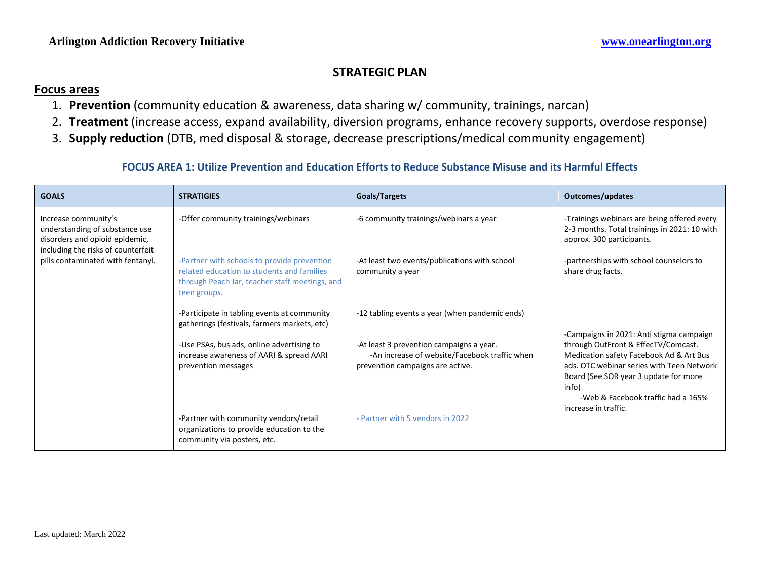**Arlington Addiction Recovery Initiative** www.onearlington.org

# STRATEGIC PLAN

## Focus areas

1. **Prevention** (community education & awareness, data sharing w/ community, trainings, narcan)
2. **Treatment** (increase access, expand availability, diversion programs, enhance recovery supports, overdose response)
3. **Supply reduction** (DTB, med disposal & storage, decrease prescriptions/medical community engagement)

### FOCUS AREA 1: Utilize Prevention and Education Efforts to Reduce Substance Misuse and its Harmful Effects

| GOALS | STRATIGIES | Goals/Targets | Outcomes/updates |
|---|---|---|---|
| Increase community's understanding of substance use disorders and opioid epidemic, including the risks of counterfeit pills contaminated with fentanyl. | -Offer community trainings/webinars | -6 community trainings/webinars a year | -Trainings webinars are being offered every 2-3 months. Total trainings in 2021: 10 with approx. 300 participants. |
| | -Partner with schools to provide prevention related education to students and families through Peach Jar, teacher staff meetings, and teen groups. | -At least two events/publications with school community a year | -partnerships with school counselors to share drug facts. |
| | -Participate in tabling events at community gatherings (festivals, farmers markets, etc) | -12 tabling events a year (when pandemic ends) | |
| | -Use PSAs, bus ads, online advertising to increase awareness of AARI & spread AARI prevention messages | -At least 3 prevention campaigns a year. -An increase of website/Facebook traffic when prevention campaigns are active. | -Campaigns in 2021: Anti stigma campaign through OutFront & EffecTV/Comcast. Medication safety Facebook Ad & Art Bus ads. OTC webinar series with Teen Network Board (See SOR year 3 update for more info) -Web & Facebook traffic had a 165% increase in traffic. |
| | -Partner with community vendors/retail organizations to provide education to the community via posters, etc. | - Partner with 5 vendors in 2022 | |

Last updated: March 2022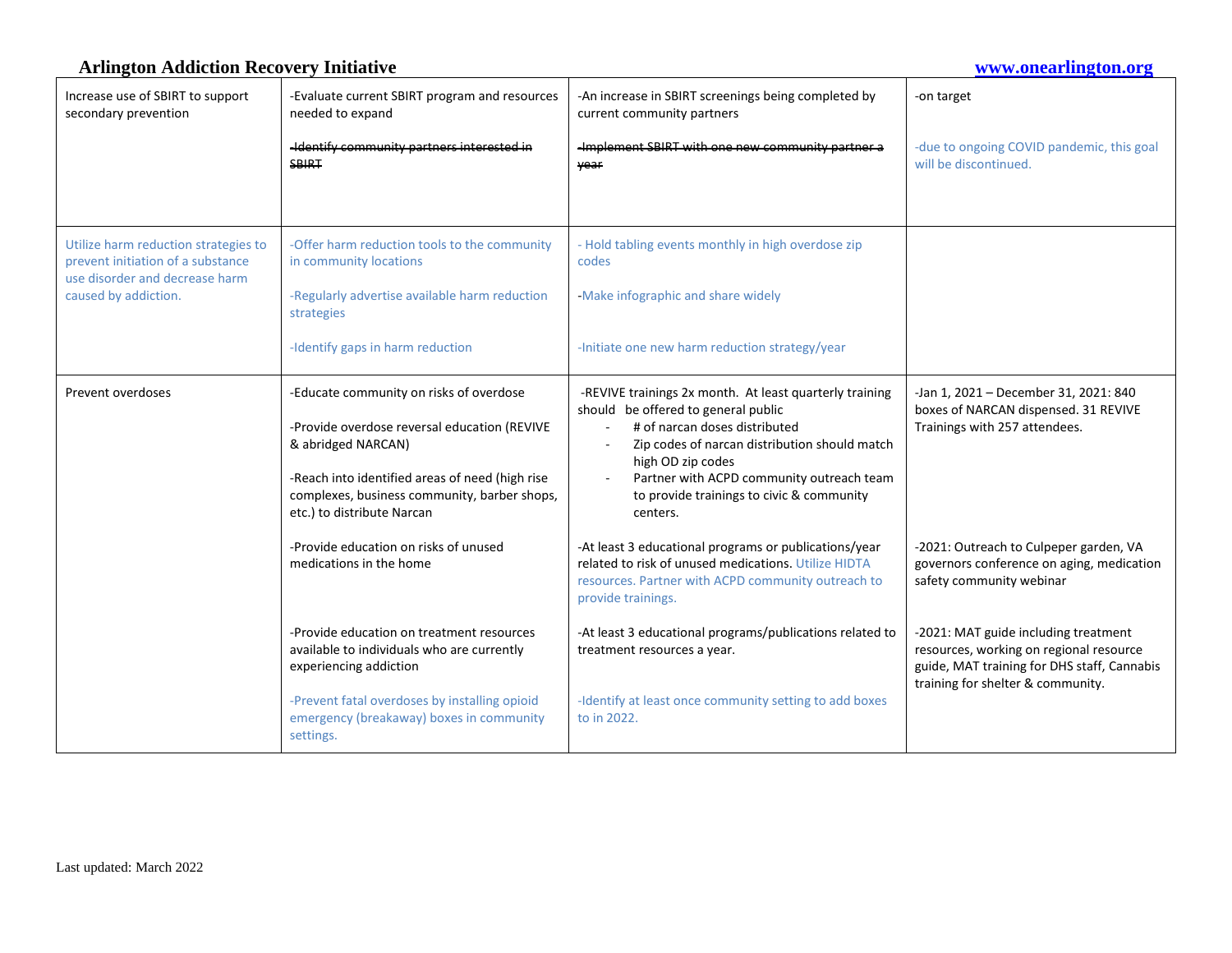| | | | |
|---|---|---|---|
| Increase use of SBIRT to support secondary prevention | -Evaluate current SBIRT program and resources needed to expand<br><br>~~-Identify community partners interested in SBIRT~~ | -An increase in SBIRT screenings being completed by current community partners<br><br>~~-Implement SBIRT with one new community partner a year~~ | -on target<br><br>-due to ongoing COVID pandemic, this goal will be discontinued. |
| Utilize harm reduction strategies to prevent initiation of a substance use disorder and decrease harm caused by addiction. | -Offer harm reduction tools to the community in community locations<br><br>-Regularly advertise available harm reduction strategies<br><br>-Identify gaps in harm reduction | - Hold tabling events monthly in high overdose zip codes<br><br>-Make infographic and share widely<br><br>-Initiate one new harm reduction strategy/year | |
| Prevent overdoses | -Educate community on risks of overdose<br><br>-Provide overdose reversal education (REVIVE & abridged NARCAN)<br><br>-Reach into identified areas of need (high rise complexes, business community, barber shops, etc.) to distribute Narcan<br><br>-Provide education on risks of unused medications in the home<br><br>-Provide education on treatment resources available to individuals who are currently experiencing addiction<br><br>-Prevent fatal overdoses by installing opioid emergency (breakaway) boxes in community settings. | -REVIVE trainings 2x month. At least quarterly training should be offered to general public<br>- # of narcan doses distributed<br>- Zip codes of narcan distribution should match high OD zip codes<br>- Partner with ACPD community outreach team to provide trainings to civic & community centers.<br><br>-At least 3 educational programs or publications/year related to risk of unused medications. Utilize HIDTA resources. Partner with ACPD community outreach to provide trainings.<br><br>-At least 3 educational programs/publications related to treatment resources a year.<br><br>-Identify at least once community setting to add boxes to in 2022. | -Jan 1, 2021 – December 31, 2021: 840 boxes of NARCAN dispensed. 31 REVIVE Trainings with 257 attendees.<br><br>-2021: Outreach to Culpeper garden, VA governors conference on aging, medication safety community webinar<br><br>-2021: MAT guide including treatment resources, working on regional resource guide, MAT training for DHS staff, Cannabis training for shelter & community. |

Last updated: March 2022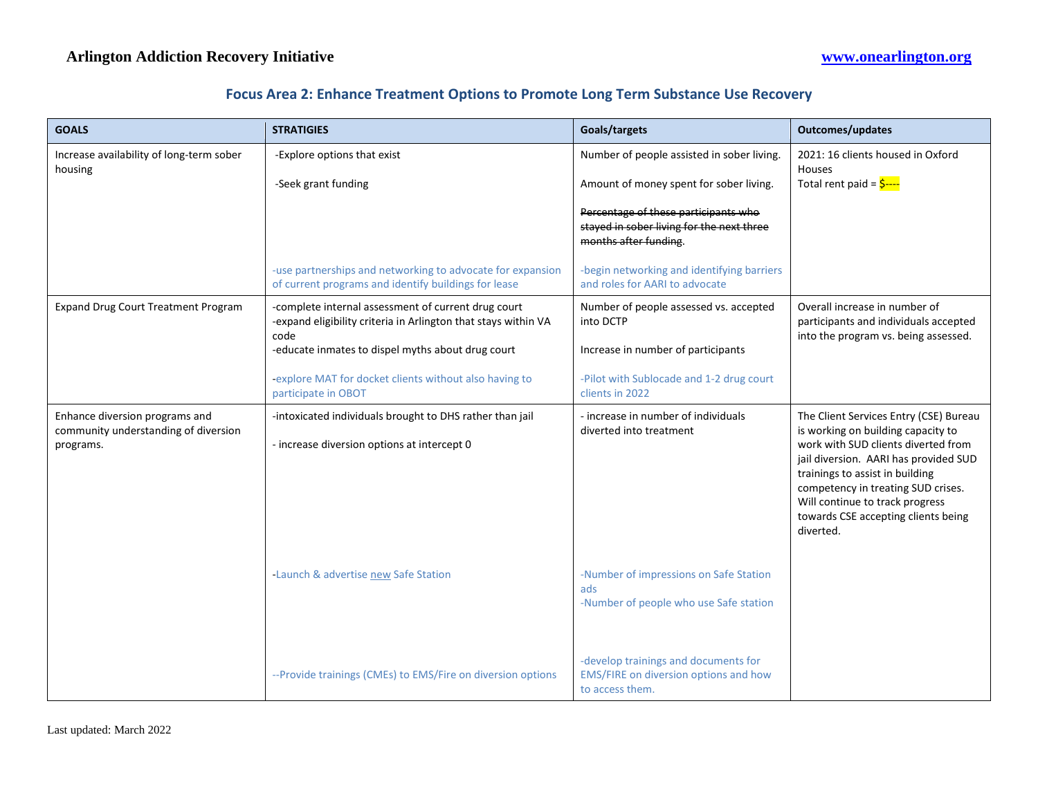Arlington Addiction Recovery Initiative www.onearlington.org

## Focus Area 2: Enhance Treatment Options to Promote Long Term Substance Use Recovery

| GOALS | STRATIGIES | Goals/targets | Outcomes/updates |
|---|---|---|---|
| Increase availability of long-term sober housing | -Explore options that exist<br><br>-Seek grant funding<br><br>-use partnerships and networking to advocate for expansion of current programs and identify buildings for lease | Number of people assisted in sober living.<br><br>Amount of money spent for sober living.<br><br>~~Percentage of these participants who stayed in sober living for the next three months after funding.~~<br><br>-begin networking and identifying barriers and roles for AARI to advocate | 2021: 16 clients housed in Oxford Houses<br>Total rent paid = $---- |
| Expand Drug Court Treatment Program | -complete internal assessment of current drug court<br>-expand eligibility criteria in Arlington that stays within VA code<br>-educate inmates to dispel myths about drug court<br><br>-explore MAT for docket clients without also having to participate in OBOT | Number of people assessed vs. accepted into DCTP<br><br>Increase in number of participants<br><br>-Pilot with Sublocade and 1-2 drug court clients in 2022 | Overall increase in number of participants and individuals accepted into the program vs. being assessed. |
| Enhance diversion programs and community understanding of diversion programs. | -intoxicated individuals brought to DHS rather than jail<br><br>- increase diversion options at intercept 0<br><br>-Launch & advertise new Safe Station<br><br>--Provide trainings (CMEs) to EMS/Fire on diversion options | - increase in number of individuals diverted into treatment<br><br>-Number of impressions on Safe Station ads<br>-Number of people who use Safe station<br><br>-develop trainings and documents for EMS/FIRE on diversion options and how to access them. | The Client Services Entry (CSE) Bureau is working on building capacity to work with SUD clients diverted from jail diversion. AARI has provided SUD trainings to assist in building competency in treating SUD crises. Will continue to track progress towards CSE accepting clients being diverted. |

Last updated: March 2022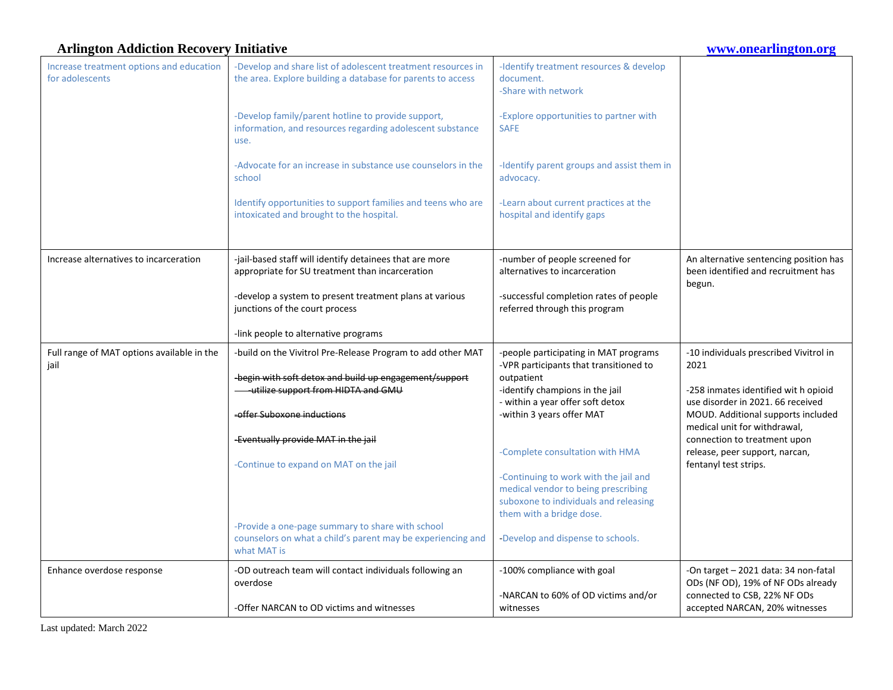| Increase treatment options and education for adolescents | -Develop and share list of adolescent treatment resources in the area. Explore building a database for parents to access<br><br>-Develop family/parent hotline to provide support, information, and resources regarding adolescent substance use.<br><br>-Advocate for an increase in substance use counselors in the school<br><br>Identify opportunities to support families and teens who are intoxicated and brought to the hospital. | -Identify treatment resources & develop document.<br>-Share with network<br><br>-Explore opportunities to partner with SAFE<br><br>-Identify parent groups and assist them in advocacy.<br><br>-Learn about current practices at the hospital and identify gaps | |
|---|---|---|---|
| Increase alternatives to incarceration | -jail-based staff will identify detainees that are more appropriate for SU treatment than incarceration<br><br>-develop a system to present treatment plans at various junctions of the court process<br><br>-link people to alternative programs | -number of people screened for alternatives to incarceration<br><br>-successful completion rates of people referred through this program | An alternative sentencing position has been identified and recruitment has begun. |
| Full range of MAT options available in the jail | -build on the Vivitrol Pre-Release Program to add other MAT<br><br>~~-begin with soft detox and build up engagement/support~~<br>~~-utilize support from HIDTA and GMU~~<br><br>~~-offer Suboxone inductions~~<br><br>~~-Eventually provide MAT in the jail~~<br><br>-Continue to expand on MAT on the jail<br><br>-Provide a one-page summary to share with school counselors on what a child's parent may be experiencing and what MAT is | -people participating in MAT programs<br>-VPR participants that transitioned to outpatient<br>-identify champions in the jail<br>- within a year offer soft detox<br>-within 3 years offer MAT<br><br>-Complete consultation with HMA<br><br>-Continuing to work with the jail and medical vendor to being prescribing suboxone to individuals and releasing them with a bridge dose.<br><br>-Develop and dispense to schools. | -10 individuals prescribed Vivitrol in 2021<br><br>-258 inmates identified wit h opioid use disorder in 2021. 66 received MOUD. Additional supports included medical unit for withdrawal, connection to treatment upon release, peer support, narcan, fentanyl test strips. |
| Enhance overdose response | -OD outreach team will contact individuals following an overdose<br><br>-Offer NARCAN to OD victims and witnesses | -100% compliance with goal<br><br>-NARCAN to 60% of OD victims and/or witnesses | -On target – 2021 data: 34 non-fatal ODs (NF OD), 19% of NF ODs already connected to CSB, 22% NF ODs accepted NARCAN, 20% witnesses |

Last updated: March 2022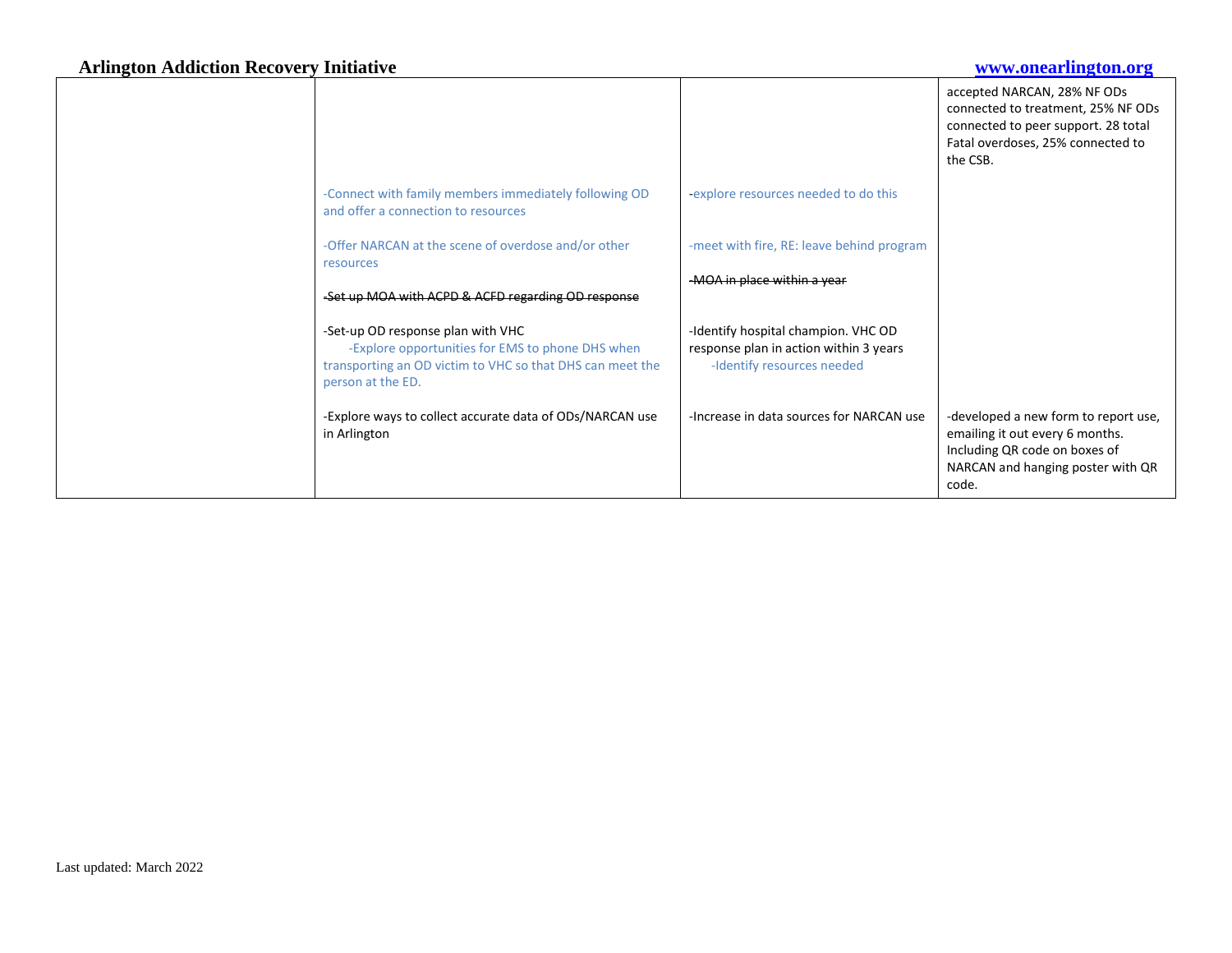| | | | |
|---|---|---|---|
| | -Connect with family members immediately following OD and offer a connection to resources<br><br>-Offer NARCAN at the scene of overdose and/or other resources<br><br>~~-Set up MOA with ACPD & ACFD regarding OD response~~<br><br>-Set-up OD response plan with VHC<br>-Explore opportunities for EMS to phone DHS when transporting an OD victim to VHC so that DHS can meet the person at the ED.<br><br>-Explore ways to collect accurate data of ODs/NARCAN use in Arlington | -explore resources needed to do this<br><br>-meet with fire, RE: leave behind program<br><br>~~-MOA in place within a year~~<br><br>-Identify hospital champion. VHC OD response plan in action within 3 years<br>-Identify resources needed<br><br>-Increase in data sources for NARCAN use | accepted NARCAN, 28% NF ODs connected to treatment, 25% NF ODs connected to peer support. 28 total Fatal overdoses, 25% connected to the CSB.<br><br>-developed a new form to report use, emailing it out every 6 months. Including QR code on boxes of NARCAN and hanging poster with QR code. |

Last updated: March 2022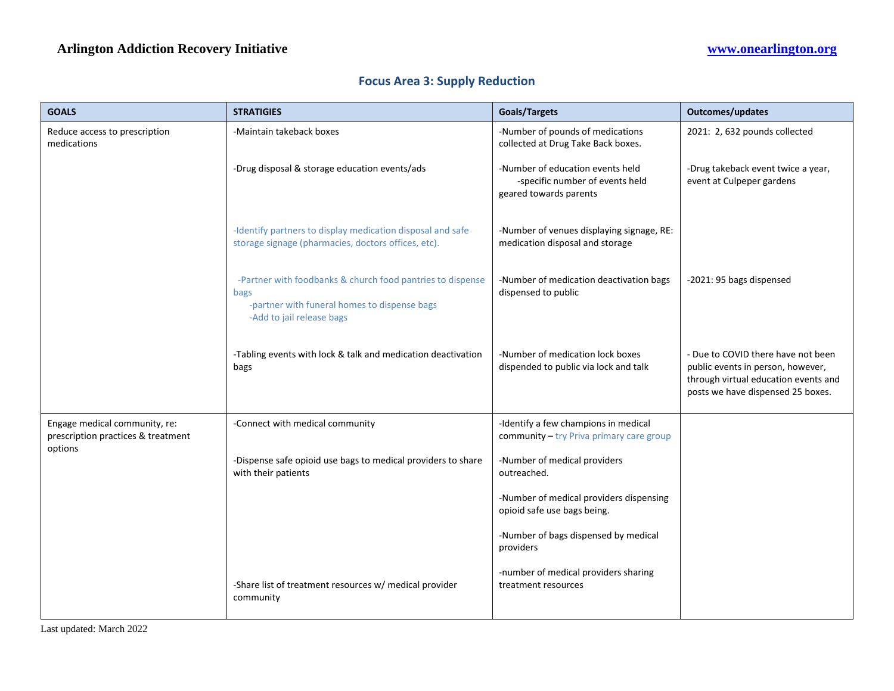**Arlington Addiction Recovery Initiative** **www.onearlington.org**

## Focus Area 3: Supply Reduction

| GOALS | STRATIGIES | Goals/Targets | Outcomes/updates |
|---|---|---|---|
| Reduce access to prescription medications | -Maintain takeback boxes | -Number of pounds of medications collected at Drug Take Back boxes. | 2021: 2, 632 pounds collected |
| | -Drug disposal & storage education events/ads | -Number of education events held<br>-specific number of events held geared towards parents | -Drug takeback event twice a year, event at Culpeper gardens |
| | -Identify partners to display medication disposal and safe storage signage (pharmacies, doctors offices, etc). | -Number of venues displaying signage, RE: medication disposal and storage | |
| | -Partner with foodbanks & church food pantries to dispense bags<br>-partner with funeral homes to dispense bags<br>-Add to jail release bags | -Number of medication deactivation bags dispensed to public | -2021: 95 bags dispensed |
| | -Tabling events with lock & talk and medication deactivation bags | -Number of medication lock boxes dispended to public via lock and talk | - Due to COVID there have not been public events in person, however, through virtual education events and posts we have dispensed 25 boxes. |
| Engage medical community, re: prescription practices & treatment options | -Connect with medical community | -Identify a few champions in medical community – try Priva primary care group | |
| | -Dispense safe opioid use bags to medical providers to share with their patients | -Number of medical providers outreached.<br><br>-Number of medical providers dispensing opioid safe use bags being.<br><br>-Number of bags dispensed by medical providers | |
| | -Share list of treatment resources w/ medical provider community | -number of medical providers sharing treatment resources | |

Last updated: March 2022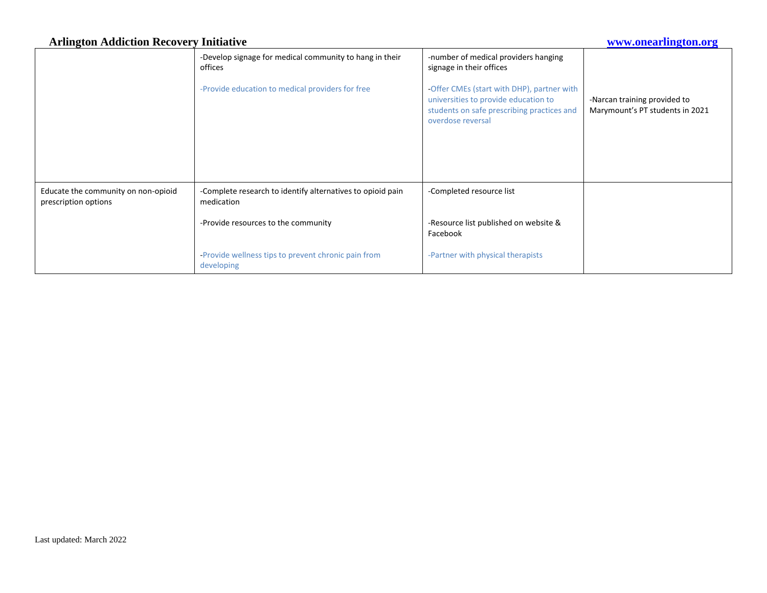| | | | |
|---|---|---|---|
| | -Develop signage for medical community to hang in their offices<br><br>-Provide education to medical providers for free | -number of medical providers hanging signage in their offices<br><br>-Offer CMEs (start with DHP), partner with universities to provide education to students on safe prescribing practices and overdose reversal | -Narcan training provided to Marymount's PT students in 2021 |
| Educate the community on non-opioid prescription options | -Complete research to identify alternatives to opioid pain medication<br><br>-Provide resources to the community<br><br>-Provide wellness tips to prevent chronic pain from developing | -Completed resource list<br><br>-Resource list published on website & Facebook<br><br>-Partner with physical therapists | |

Last updated: March 2022